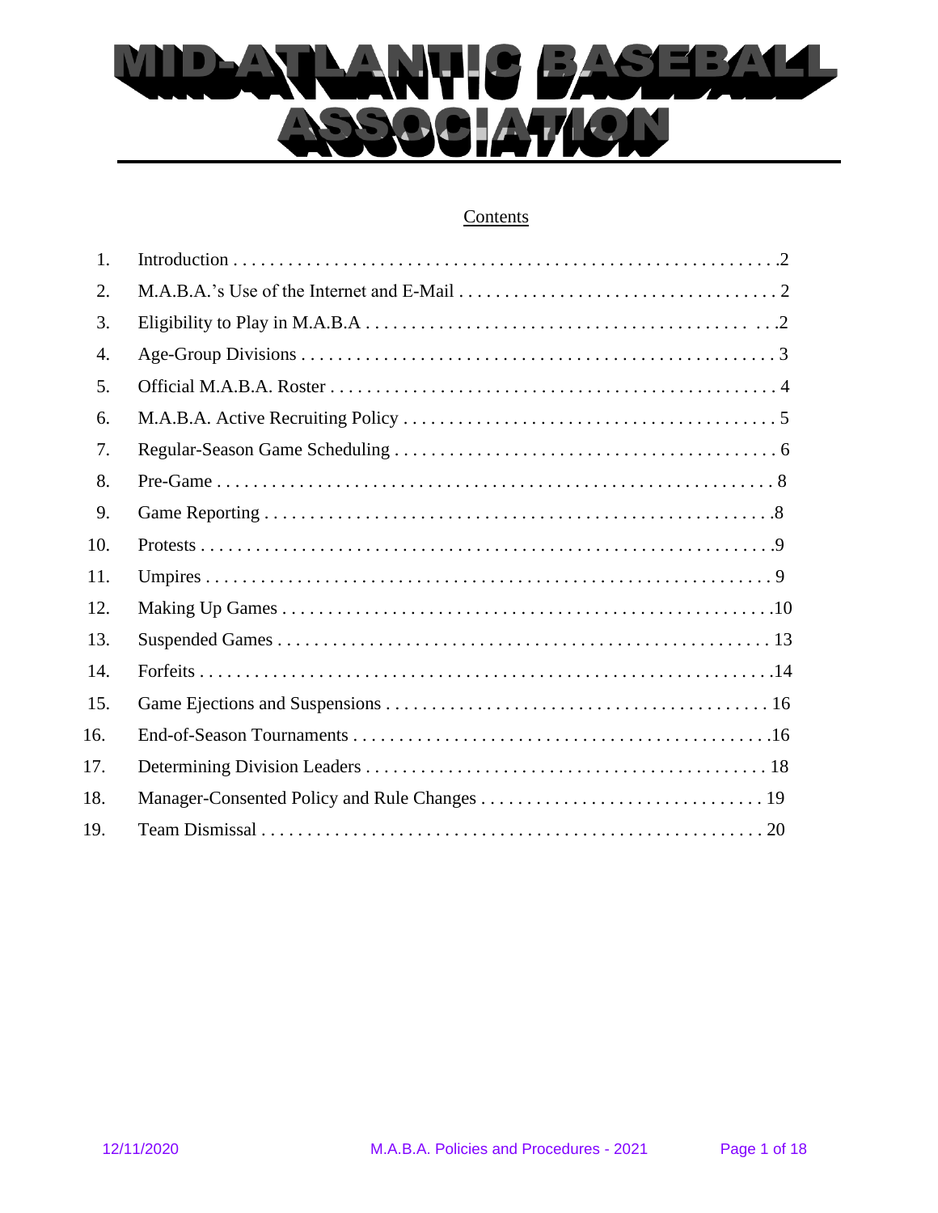# MID-ATLANTIC BASEBALL ASSOCIATION

Contents

1. Introduction . . . . . . . . . . . . . . . . . . . . . . . . . . . . . . . . . . . . . . . . . . . . . . . . . . . . . . . . . . .2
2. M.A.B.A.'s Use of the Internet and E-Mail . . . . . . . . . . . . . . . . . . . . . . . . . . . . . . . . . . . 2
3. Eligibility to Play in M.A.B.A . . . . . . . . . . . . . . . . . . . . . . . . . . . . . . . . . . . . . . . . . . . . . . .2
4. Age-Group Divisions . . . . . . . . . . . . . . . . . . . . . . . . . . . . . . . . . . . . . . . . . . . . . . . . . . . . 3
5. Official M.A.B.A. Roster . . . . . . . . . . . . . . . . . . . . . . . . . . . . . . . . . . . . . . . . . . . . . . . . . 4
6. M.A.B.A. Active Recruiting Policy . . . . . . . . . . . . . . . . . . . . . . . . . . . . . . . . . . . . . . . . . 5
7. Regular-Season Game Scheduling . . . . . . . . . . . . . . . . . . . . . . . . . . . . . . . . . . . . . . . . . . 6
8. Pre-Game . . . . . . . . . . . . . . . . . . . . . . . . . . . . . . . . . . . . . . . . . . . . . . . . . . . . . . . . . . . . . 8
9. Game Reporting . . . . . . . . . . . . . . . . . . . . . . . . . . . . . . . . . . . . . . . . . . . . . . . . . . . . . . . .8
10. Protests . . . . . . . . . . . . . . . . . . . . . . . . . . . . . . . . . . . . . . . . . . . . . . . . . . . . . . . . . . . . . . .9
11. Umpires . . . . . . . . . . . . . . . . . . . . . . . . . . . . . . . . . . . . . . . . . . . . . . . . . . . . . . . . . . . . . . 9
12. Making Up Games . . . . . . . . . . . . . . . . . . . . . . . . . . . . . . . . . . . . . . . . . . . . . . . . . . . . . .10
13. Suspended Games . . . . . . . . . . . . . . . . . . . . . . . . . . . . . . . . . . . . . . . . . . . . . . . . . . . . . . 13
14. Forfeits . . . . . . . . . . . . . . . . . . . . . . . . . . . . . . . . . . . . . . . . . . . . . . . . . . . . . . . . . . . . . . .14
15. Game Ejections and Suspensions . . . . . . . . . . . . . . . . . . . . . . . . . . . . . . . . . . . . . . . . . . 16
16. End-of-Season Tournaments . . . . . . . . . . . . . . . . . . . . . . . . . . . . . . . . . . . . . . . . . . . . . .16
17. Determining Division Leaders . . . . . . . . . . . . . . . . . . . . . . . . . . . . . . . . . . . . . . . . . . . . 18
18. Manager-Consented Policy and Rule Changes . . . . . . . . . . . . . . . . . . . . . . . . . . . . . . . 19
19. Team Dismissal . . . . . . . . . . . . . . . . . . . . . . . . . . . . . . . . . . . . . . . . . . . . . . . . . . . . . . . . 20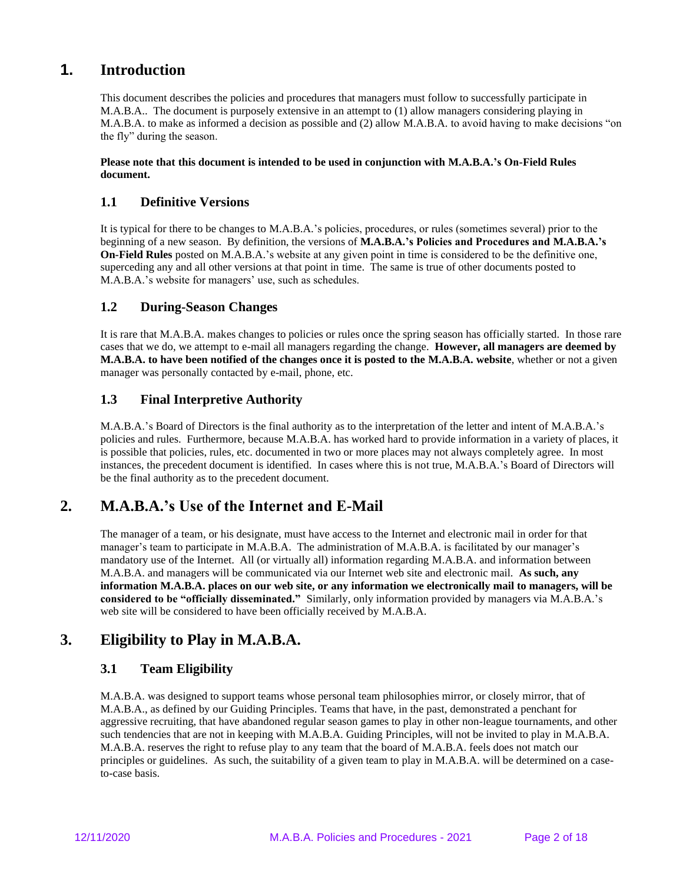# 1. Introduction

This document describes the policies and procedures that managers must follow to successfully participate in M.A.B.A.. The document is purposely extensive in an attempt to (1) allow managers considering playing in M.A.B.A. to make as informed a decision as possible and (2) allow M.A.B.A. to avoid having to make decisions "on the fly" during the season.

**Please note that this document is intended to be used in conjunction with M.A.B.A.'s On-Field Rules document.**

## 1.1 Definitive Versions

It is typical for there to be changes to M.A.B.A.'s policies, procedures, or rules (sometimes several) prior to the beginning of a new season. By definition, the versions of **M.A.B.A.'s Policies and Procedures and M.A.B.A.'s On-Field Rules** posted on M.A.B.A.'s website at any given point in time is considered to be the definitive one, superceding any and all other versions at that point in time. The same is true of other documents posted to M.A.B.A.'s website for managers' use, such as schedules.

## 1.2 During-Season Changes

It is rare that M.A.B.A. makes changes to policies or rules once the spring season has officially started. In those rare cases that we do, we attempt to e-mail all managers regarding the change. **However, all managers are deemed by M.A.B.A. to have been notified of the changes once it is posted to the M.A.B.A. website**, whether or not a given manager was personally contacted by e-mail, phone, etc.

## 1.3 Final Interpretive Authority

M.A.B.A.'s Board of Directors is the final authority as to the interpretation of the letter and intent of M.A.B.A.'s policies and rules. Furthermore, because M.A.B.A. has worked hard to provide information in a variety of places, it is possible that policies, rules, etc. documented in two or more places may not always completely agree. In most instances, the precedent document is identified. In cases where this is not true, M.A.B.A.'s Board of Directors will be the final authority as to the precedent document.

# 2. M.A.B.A.'s Use of the Internet and E-Mail

The manager of a team, or his designate, must have access to the Internet and electronic mail in order for that manager's team to participate in M.A.B.A. The administration of M.A.B.A. is facilitated by our manager's mandatory use of the Internet. All (or virtually all) information regarding M.A.B.A. and information between M.A.B.A. and managers will be communicated via our Internet web site and electronic mail. **As such, any information M.A.B.A. places on our web site, or any information we electronically mail to managers, will be considered to be "officially disseminated."** Similarly, only information provided by managers via M.A.B.A.'s web site will be considered to have been officially received by M.A.B.A.

# 3. Eligibility to Play in M.A.B.A.

## 3.1 Team Eligibility

M.A.B.A. was designed to support teams whose personal team philosophies mirror, or closely mirror, that of M.A.B.A., as defined by our Guiding Principles. Teams that have, in the past, demonstrated a penchant for aggressive recruiting, that have abandoned regular season games to play in other non-league tournaments, and other such tendencies that are not in keeping with M.A.B.A. Guiding Principles, will not be invited to play in M.A.B.A. M.A.B.A. reserves the right to refuse play to any team that the board of M.A.B.A. feels does not match our principles or guidelines. As such, the suitability of a given team to play in M.A.B.A. will be determined on a case-to-case basis.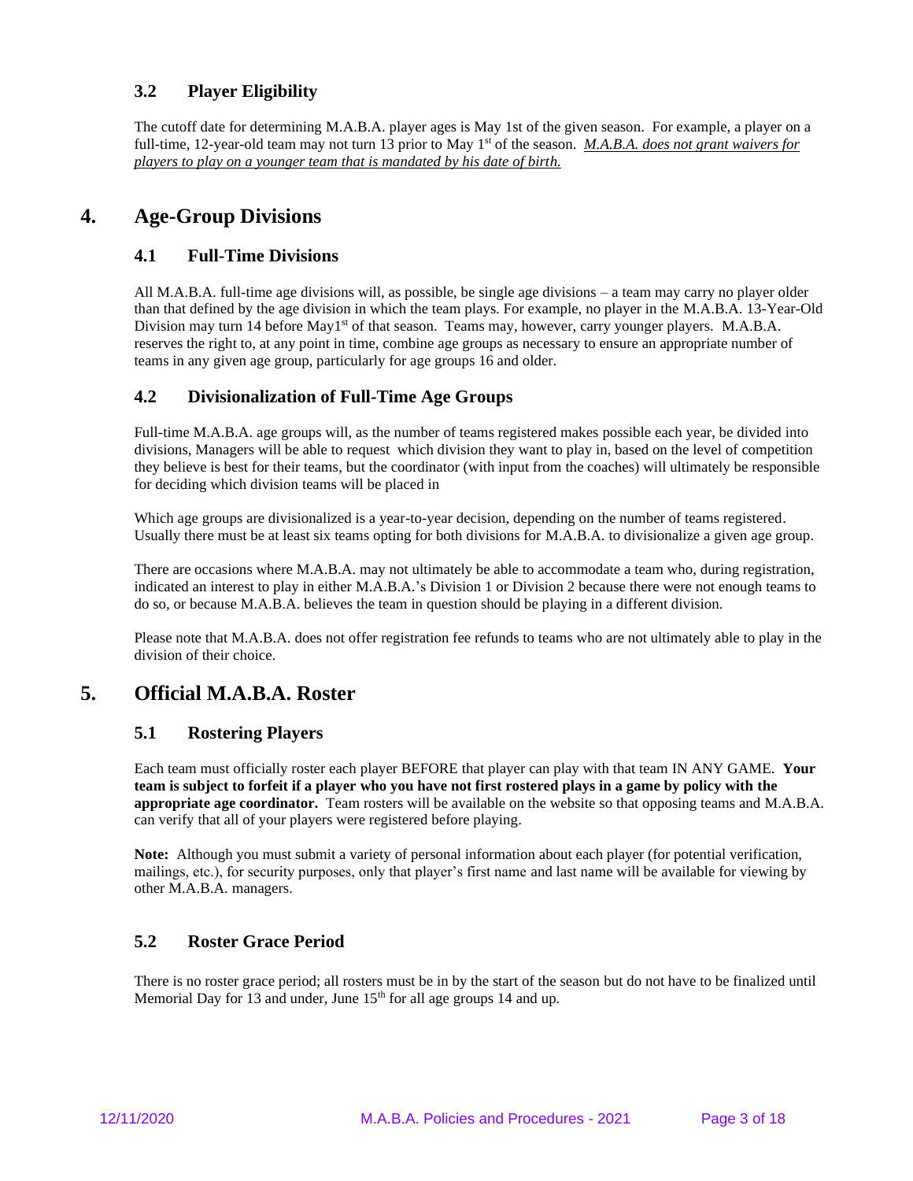### 3.2 Player Eligibility

The cutoff date for determining M.A.B.A. player ages is May 1st of the given season. For example, a player on a full-time, 12-year-old team may not turn 13 prior to May 1st of the season. *M.A.B.A. does not grant waivers for players to play on a younger team that is mandated by his date of birth.*

## 4. Age-Group Divisions

### 4.1 Full-Time Divisions

All M.A.B.A. full-time age divisions will, as possible, be single age divisions – a team may carry no player older than that defined by the age division in which the team plays. For example, no player in the M.A.B.A. 13-Year-Old Division may turn 14 before May1st of that season. Teams may, however, carry younger players. M.A.B.A. reserves the right to, at any point in time, combine age groups as necessary to ensure an appropriate number of teams in any given age group, particularly for age groups 16 and older.

### 4.2 Divisionalization of Full-Time Age Groups

Full-time M.A.B.A. age groups will, as the number of teams registered makes possible each year, be divided into divisions, Managers will be able to request which division they want to play in, based on the level of competition they believe is best for their teams, but the coordinator (with input from the coaches) will ultimately be responsible for deciding which division teams will be placed in

Which age groups are divisionalized is a year-to-year decision, depending on the number of teams registered. Usually there must be at least six teams opting for both divisions for M.A.B.A. to divisionalize a given age group.

There are occasions where M.A.B.A. may not ultimately be able to accommodate a team who, during registration, indicated an interest to play in either M.A.B.A.'s Division 1 or Division 2 because there were not enough teams to do so, or because M.A.B.A. believes the team in question should be playing in a different division.

Please note that M.A.B.A. does not offer registration fee refunds to teams who are not ultimately able to play in the division of their choice.

## 5. Official M.A.B.A. Roster

### 5.1 Rostering Players

Each team must officially roster each player BEFORE that player can play with that team IN ANY GAME. **Your team is subject to forfeit if a player who you have not first rostered plays in a game by policy with the appropriate age coordinator.** Team rosters will be available on the website so that opposing teams and M.A.B.A. can verify that all of your players were registered before playing.

**Note:** Although you must submit a variety of personal information about each player (for potential verification, mailings, etc.), for security purposes, only that player's first name and last name will be available for viewing by other M.A.B.A. managers.

### 5.2 Roster Grace Period

There is no roster grace period; all rosters must be in by the start of the season but do not have to be finalized until Memorial Day for 13 and under, June 15th for all age groups 14 and up.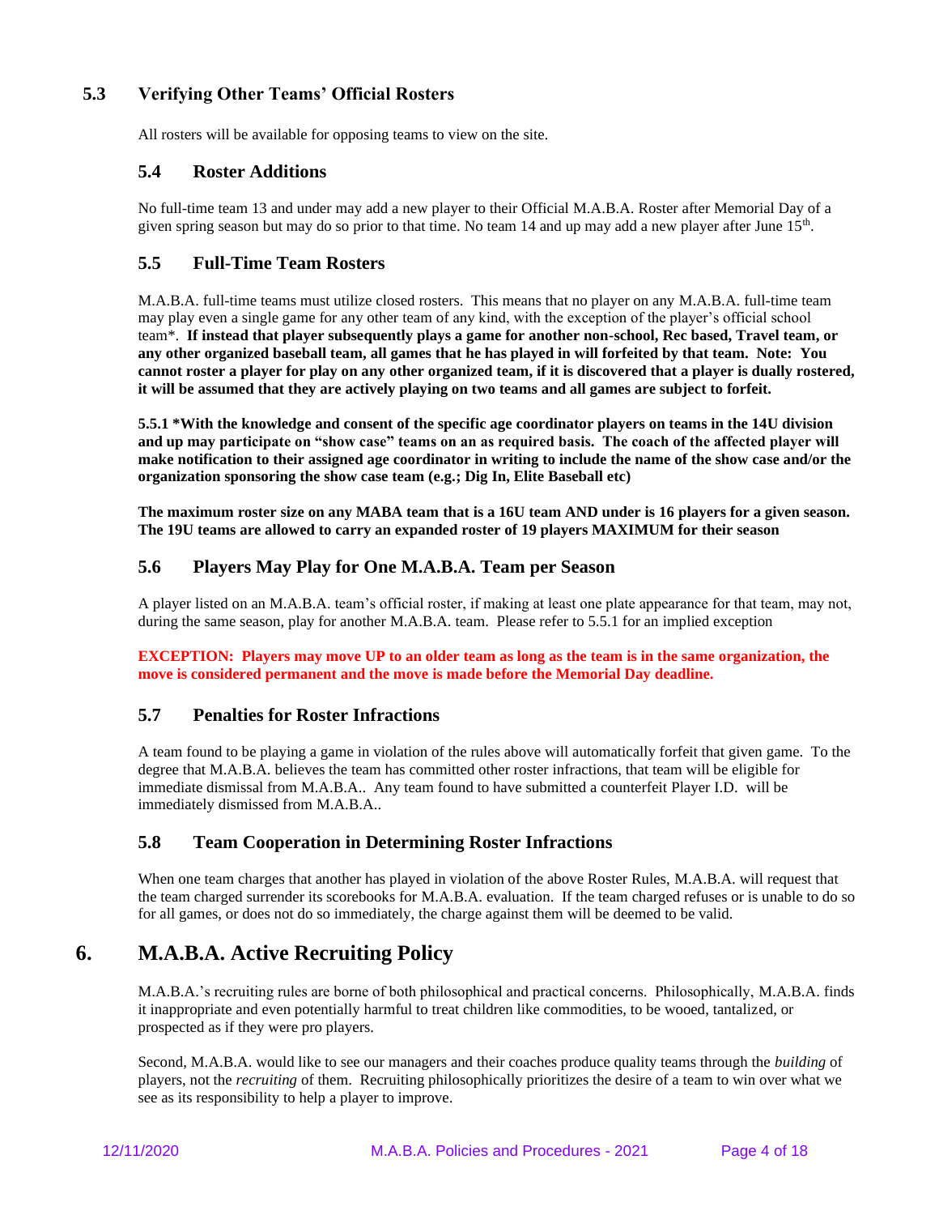### 5.3 Verifying Other Teams' Official Rosters

All rosters will be available for opposing teams to view on the site.

### 5.4 Roster Additions

No full-time team 13 and under may add a new player to their Official M.A.B.A. Roster after Memorial Day of a given spring season but may do so prior to that time. No team 14 and up may add a new player after June 15th.

### 5.5 Full-Time Team Rosters

M.A.B.A. full-time teams must utilize closed rosters. This means that no player on any M.A.B.A. full-time team may play even a single game for any other team of any kind, with the exception of the player's official school team*. **If instead that player subsequently plays a game for another non-school, Rec based, Travel team, or any other organized baseball team, all games that he has played in will forfeited by that team. Note: You cannot roster a player for play on any other organized team, if it is discovered that a player is dually rostered, it will be assumed that they are actively playing on two teams and all games are subject to forfeit.**

**5.5.1 *With the knowledge and consent of the specific age coordinator players on teams in the 14U division and up may participate on "show case" teams on an as required basis. The coach of the affected player will make notification to their assigned age coordinator in writing to include the name of the show case and/or the organization sponsoring the show case team (e.g.; Dig In, Elite Baseball etc)**

**The maximum roster size on any MABA team that is a 16U team AND under is 16 players for a given season. The 19U teams are allowed to carry an expanded roster of 19 players MAXIMUM for their season**

### 5.6 Players May Play for One M.A.B.A. Team per Season

A player listed on an M.A.B.A. team's official roster, if making at least one plate appearance for that team, may not, during the same season, play for another M.A.B.A. team. Please refer to 5.5.1 for an implied exception

**EXCEPTION: Players may move UP to an older team as long as the team is in the same organization, the move is considered permanent and the move is made before the Memorial Day deadline.**

### 5.7 Penalties for Roster Infractions

A team found to be playing a game in violation of the rules above will automatically forfeit that given game. To the degree that M.A.B.A. believes the team has committed other roster infractions, that team will be eligible for immediate dismissal from M.A.B.A.. Any team found to have submitted a counterfeit Player I.D. will be immediately dismissed from M.A.B.A..

### 5.8 Team Cooperation in Determining Roster Infractions

When one team charges that another has played in violation of the above Roster Rules, M.A.B.A. will request that the team charged surrender its scorebooks for M.A.B.A. evaluation. If the team charged refuses or is unable to do so for all games, or does not do so immediately, the charge against them will be deemed to be valid.

## 6. M.A.B.A. Active Recruiting Policy

M.A.B.A.'s recruiting rules are borne of both philosophical and practical concerns. Philosophically, M.A.B.A. finds it inappropriate and even potentially harmful to treat children like commodities, to be wooed, tantalized, or prospected as if they were pro players.

Second, M.A.B.A. would like to see our managers and their coaches produce quality teams through the *building* of players, not the *recruiting* of them. Recruiting philosophically prioritizes the desire of a team to win over what we see as its responsibility to help a player to improve.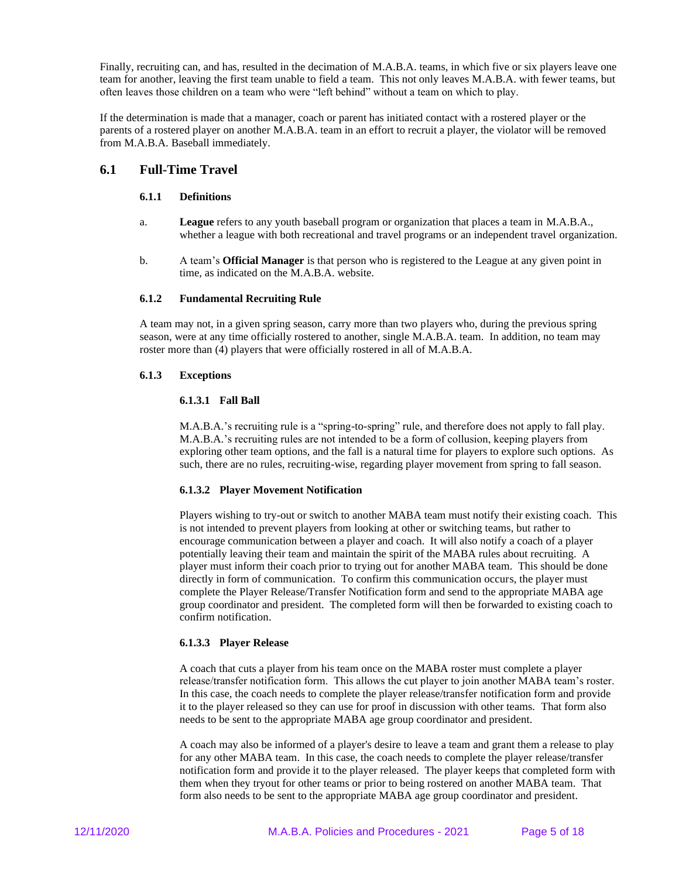Finally, recruiting can, and has, resulted in the decimation of M.A.B.A. teams, in which five or six players leave one team for another, leaving the first team unable to field a team. This not only leaves M.A.B.A. with fewer teams, but often leaves those children on a team who were "left behind" without a team on which to play.

If the determination is made that a manager, coach or parent has initiated contact with a rostered player or the parents of a rostered player on another M.A.B.A. team in an effort to recruit a player, the violator will be removed from M.A.B.A. Baseball immediately.

## 6.1 Full-Time Travel

### 6.1.1 Definitions

a. **League** refers to any youth baseball program or organization that places a team in M.A.B.A., whether a league with both recreational and travel programs or an independent travel organization.

b. A team's **Official Manager** is that person who is registered to the League at any given point in time, as indicated on the M.A.B.A. website.

### 6.1.2 Fundamental Recruiting Rule

A team may not, in a given spring season, carry more than two players who, during the previous spring season, were at any time officially rostered to another, single M.A.B.A. team. In addition, no team may roster more than (4) players that were officially rostered in all of M.A.B.A.

### 6.1.3 Exceptions

#### 6.1.3.1 Fall Ball

M.A.B.A.'s recruiting rule is a "spring-to-spring" rule, and therefore does not apply to fall play. M.A.B.A.'s recruiting rules are not intended to be a form of collusion, keeping players from exploring other team options, and the fall is a natural time for players to explore such options. As such, there are no rules, recruiting-wise, regarding player movement from spring to fall season.

#### 6.1.3.2 Player Movement Notification

Players wishing to try-out or switch to another MABA team must notify their existing coach. This is not intended to prevent players from looking at other or switching teams, but rather to encourage communication between a player and coach. It will also notify a coach of a player potentially leaving their team and maintain the spirit of the MABA rules about recruiting. A player must inform their coach prior to trying out for another MABA team. This should be done directly in form of communication. To confirm this communication occurs, the player must complete the Player Release/Transfer Notification form and send to the appropriate MABA age group coordinator and president. The completed form will then be forwarded to existing coach to confirm notification.

#### 6.1.3.3 Player Release

A coach that cuts a player from his team once on the MABA roster must complete a player release/transfer notification form. This allows the cut player to join another MABA team's roster. In this case, the coach needs to complete the player release/transfer notification form and provide it to the player released so they can use for proof in discussion with other teams. That form also needs to be sent to the appropriate MABA age group coordinator and president.

A coach may also be informed of a player's desire to leave a team and grant them a release to play for any other MABA team. In this case, the coach needs to complete the player release/transfer notification form and provide it to the player released. The player keeps that completed form with them when they tryout for other teams or prior to being rostered on another MABA team. That form also needs to be sent to the appropriate MABA age group coordinator and president.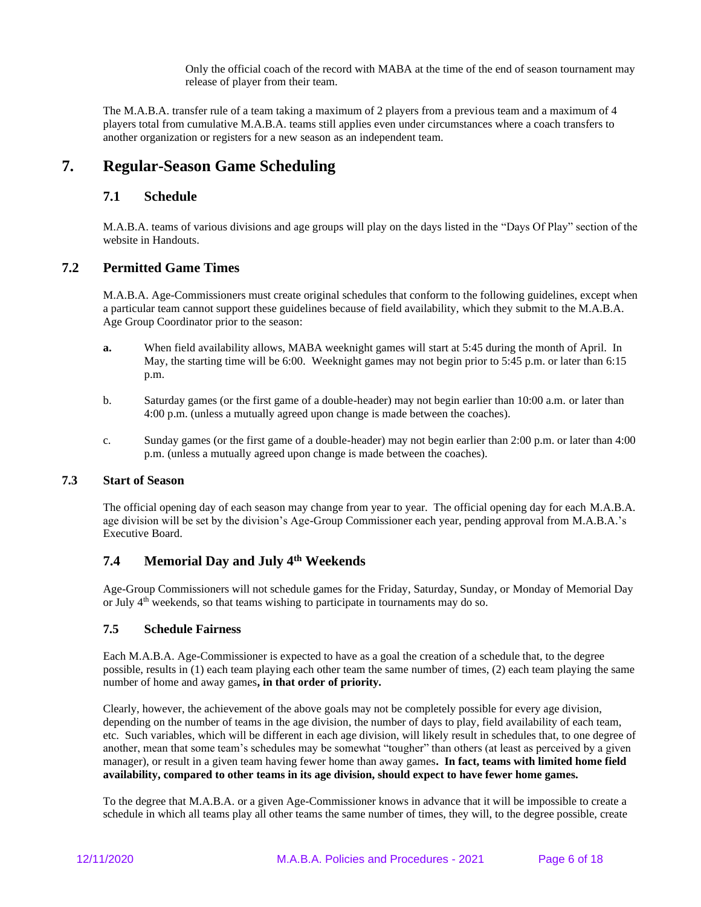Only the official coach of the record with MABA at the time of the end of season tournament may release of player from their team.

The M.A.B.A. transfer rule of a team taking a maximum of 2 players from a previous team and a maximum of 4 players total from cumulative M.A.B.A. teams still applies even under circumstances where a coach transfers to another organization or registers for a new season as an independent team.

# 7. Regular-Season Game Scheduling

## 7.1 Schedule

M.A.B.A. teams of various divisions and age groups will play on the days listed in the "Days Of Play" section of the website in Handouts.

## 7.2 Permitted Game Times

M.A.B.A. Age-Commissioners must create original schedules that conform to the following guidelines, except when a particular team cannot support these guidelines because of field availability, which they submit to the M.A.B.A. Age Group Coordinator prior to the season:

**a.** When field availability allows, MABA weeknight games will start at 5:45 during the month of April. In May, the starting time will be 6:00. Weeknight games may not begin prior to 5:45 p.m. or later than 6:15 p.m.

b. Saturday games (or the first game of a double-header) may not begin earlier than 10:00 a.m. or later than 4:00 p.m. (unless a mutually agreed upon change is made between the coaches).

c. Sunday games (or the first game of a double-header) may not begin earlier than 2:00 p.m. or later than 4:00 p.m. (unless a mutually agreed upon change is made between the coaches).

### 7.3 Start of Season

The official opening day of each season may change from year to year. The official opening day for each M.A.B.A. age division will be set by the division's Age-Group Commissioner each year, pending approval from M.A.B.A.'s Executive Board.

## 7.4 Memorial Day and July 4th Weekends

Age-Group Commissioners will not schedule games for the Friday, Saturday, Sunday, or Monday of Memorial Day or July 4th weekends, so that teams wishing to participate in tournaments may do so.

### 7.5 Schedule Fairness

Each M.A.B.A. Age-Commissioner is expected to have as a goal the creation of a schedule that, to the degree possible, results in (1) each team playing each other team the same number of times, (2) each team playing the same number of home and away games**, in that order of priority.**

Clearly, however, the achievement of the above goals may not be completely possible for every age division, depending on the number of teams in the age division, the number of days to play, field availability of each team, etc. Such variables, which will be different in each age division, will likely result in schedules that, to one degree of another, mean that some team's schedules may be somewhat "tougher" than others (at least as perceived by a given manager), or result in a given team having fewer home than away games**. In fact, teams with limited home field availability, compared to other teams in its age division, should expect to have fewer home games.**

To the degree that M.A.B.A. or a given Age-Commissioner knows in advance that it will be impossible to create a schedule in which all teams play all other teams the same number of times, they will, to the degree possible, create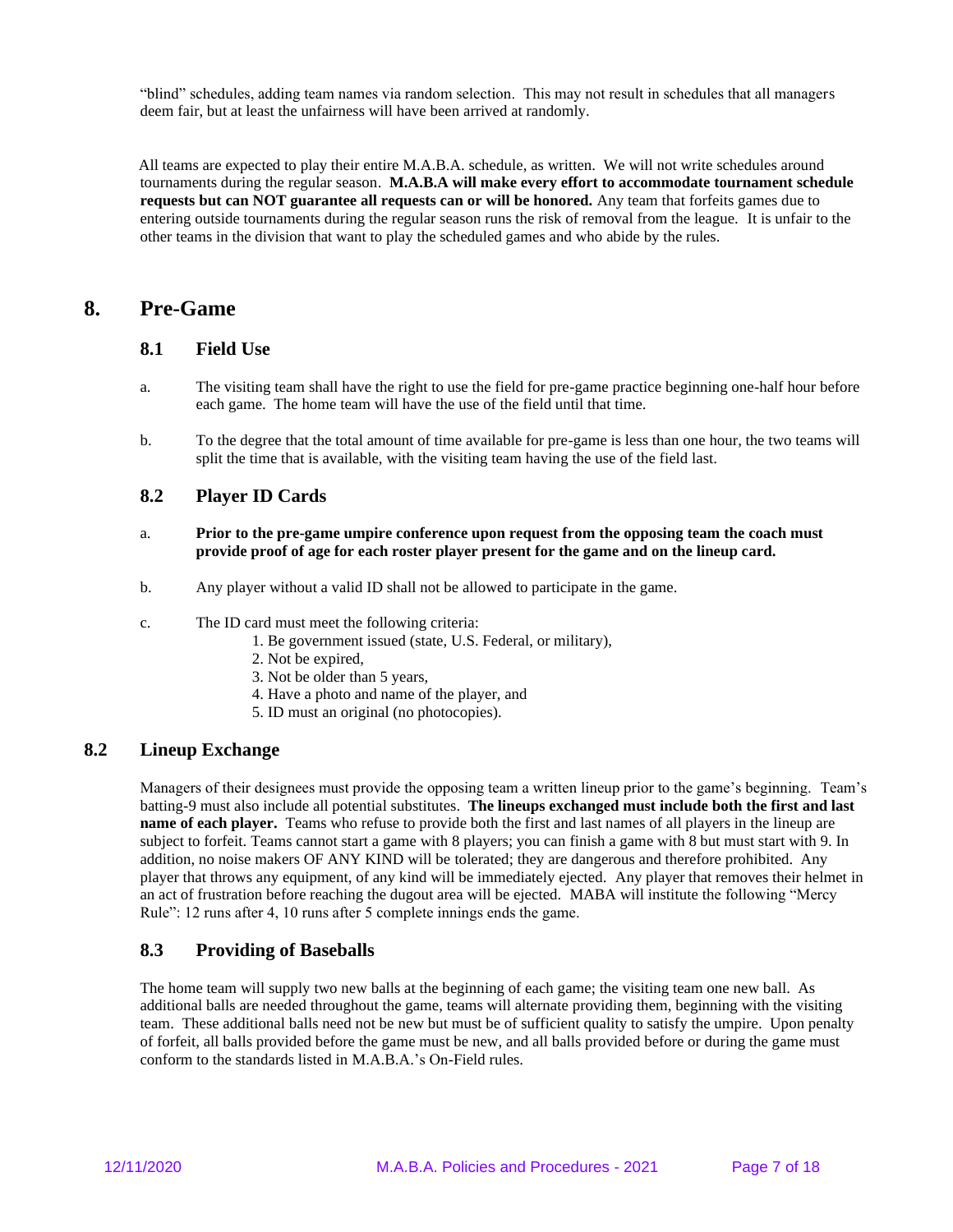"blind" schedules, adding team names via random selection. This may not result in schedules that all managers deem fair, but at least the unfairness will have been arrived at randomly.

All teams are expected to play their entire M.A.B.A. schedule, as written. We will not write schedules around tournaments during the regular season. **M.A.B.A will make every effort to accommodate tournament schedule requests but can NOT guarantee all requests can or will be honored.** Any team that forfeits games due to entering outside tournaments during the regular season runs the risk of removal from the league. It is unfair to the other teams in the division that want to play the scheduled games and who abide by the rules.

# 8. Pre-Game

## 8.1 Field Use

a. The visiting team shall have the right to use the field for pre-game practice beginning one-half hour before each game. The home team will have the use of the field until that time.

b. To the degree that the total amount of time available for pre-game is less than one hour, the two teams will split the time that is available, with the visiting team having the use of the field last.

## 8.2 Player ID Cards

a. **Prior to the pre-game umpire conference upon request from the opposing team the coach must provide proof of age for each roster player present for the game and on the lineup card.**

b. Any player without a valid ID shall not be allowed to participate in the game.

c. The ID card must meet the following criteria:
   1. Be government issued (state, U.S. Federal, or military),
   2. Not be expired,
   3. Not be older than 5 years,
   4. Have a photo and name of the player, and
   5. ID must an original (no photocopies).

## 8.2 Lineup Exchange

Managers of their designees must provide the opposing team a written lineup prior to the game's beginning. Team's batting-9 must also include all potential substitutes. **The lineups exchanged must include both the first and last name of each player.** Teams who refuse to provide both the first and last names of all players in the lineup are subject to forfeit. Teams cannot start a game with 8 players; you can finish a game with 8 but must start with 9. In addition, no noise makers OF ANY KIND will be tolerated; they are dangerous and therefore prohibited. Any player that throws any equipment, of any kind will be immediately ejected. Any player that removes their helmet in an act of frustration before reaching the dugout area will be ejected. MABA will institute the following "Mercy Rule": 12 runs after 4, 10 runs after 5 complete innings ends the game.

## 8.3 Providing of Baseballs

The home team will supply two new balls at the beginning of each game; the visiting team one new ball. As additional balls are needed throughout the game, teams will alternate providing them, beginning with the visiting team. These additional balls need not be new but must be of sufficient quality to satisfy the umpire. Upon penalty of forfeit, all balls provided before the game must be new, and all balls provided before or during the game must conform to the standards listed in M.A.B.A.'s On-Field rules.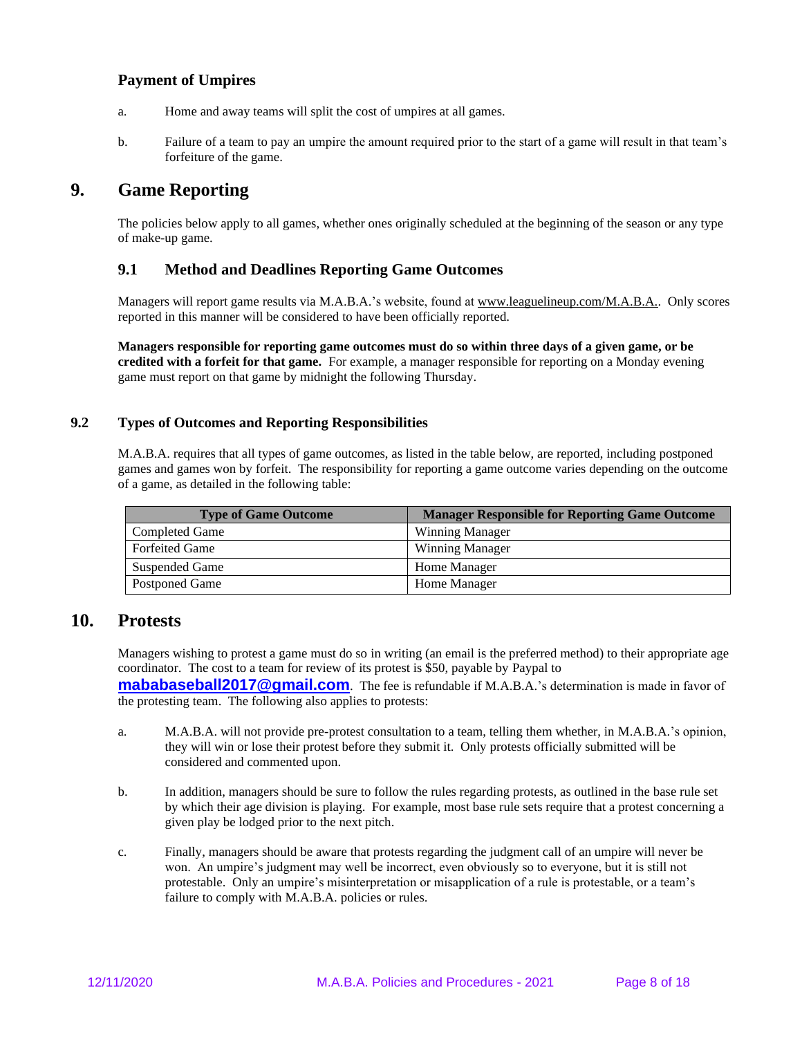### Payment of Umpires

a. Home and away teams will split the cost of umpires at all games.

b. Failure of a team to pay an umpire the amount required prior to the start of a game will result in that team's forfeiture of the game.

## 9. Game Reporting

The policies below apply to all games, whether ones originally scheduled at the beginning of the season or any type of make-up game.

### 9.1 Method and Deadlines Reporting Game Outcomes

Managers will report game results via M.A.B.A.'s website, found at www.leaguelineup.com/M.A.B.A.. Only scores reported in this manner will be considered to have been officially reported.

**Managers responsible for reporting game outcomes must do so within three days of a given game, or be credited with a forfeit for that game.** For example, a manager responsible for reporting on a Monday evening game must report on that game by midnight the following Thursday.

### 9.2 Types of Outcomes and Reporting Responsibilities

M.A.B.A. requires that all types of game outcomes, as listed in the table below, are reported, including postponed games and games won by forfeit. The responsibility for reporting a game outcome varies depending on the outcome of a game, as detailed in the following table:

| Type of Game Outcome | Manager Responsible for Reporting Game Outcome |
|---|---|
| Completed Game | Winning Manager |
| Forfeited Game | Winning Manager |
| Suspended Game | Home Manager |
| Postponed Game | Home Manager |

## 10. Protests

Managers wishing to protest a game must do so in writing (an email is the preferred method) to their appropriate age coordinator. The cost to a team for review of its protest is $50, payable by Paypal to **mababaseball2017@gmail.com**. The fee is refundable if M.A.B.A.'s determination is made in favor of the protesting team. The following also applies to protests:

a. M.A.B.A. will not provide pre-protest consultation to a team, telling them whether, in M.A.B.A.'s opinion, they will win or lose their protest before they submit it. Only protests officially submitted will be considered and commented upon.

b. In addition, managers should be sure to follow the rules regarding protests, as outlined in the base rule set by which their age division is playing. For example, most base rule sets require that a protest concerning a given play be lodged prior to the next pitch.

c. Finally, managers should be aware that protests regarding the judgment call of an umpire will never be won. An umpire's judgment may well be incorrect, even obviously so to everyone, but it is still not protestable. Only an umpire's misinterpretation or misapplication of a rule is protestable, or a team's failure to comply with M.A.B.A. policies or rules.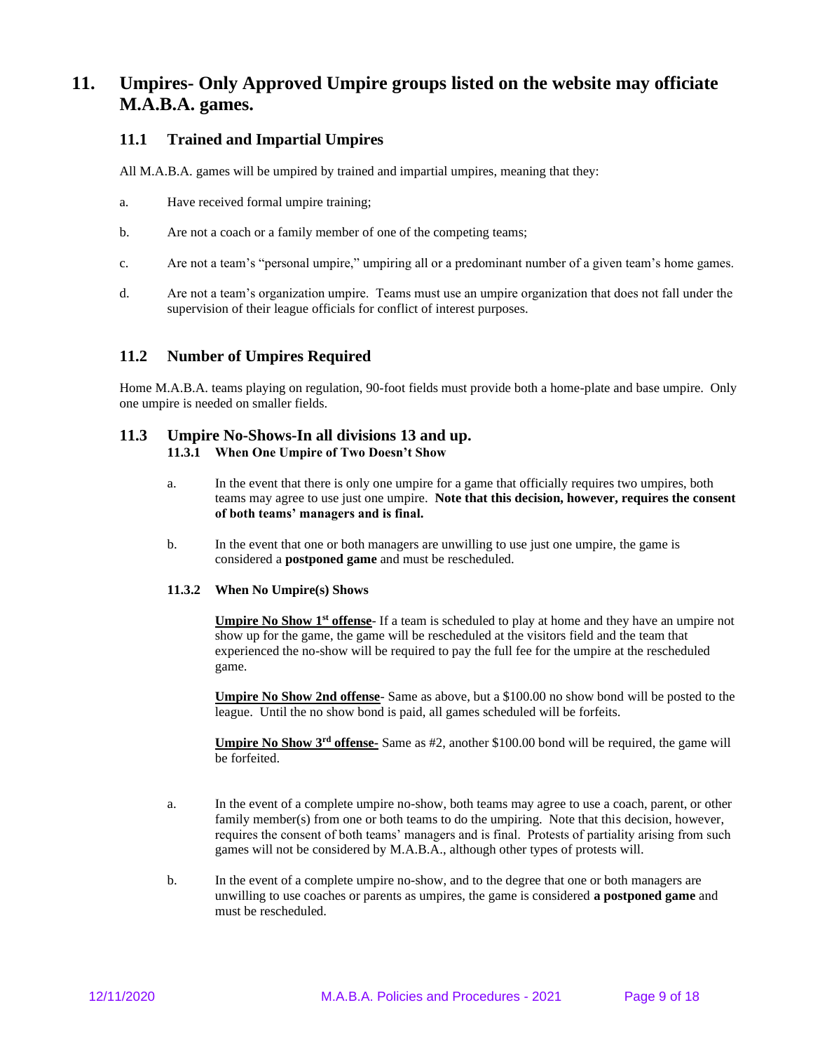# 11. Umpires- Only Approved Umpire groups listed on the website may officiate M.A.B.A. games.

## 11.1 Trained and Impartial Umpires

All M.A.B.A. games will be umpired by trained and impartial umpires, meaning that they:

a. Have received formal umpire training;

b. Are not a coach or a family member of one of the competing teams;

c. Are not a team's "personal umpire," umpiring all or a predominant number of a given team's home games.

d. Are not a team's organization umpire. Teams must use an umpire organization that does not fall under the supervision of their league officials for conflict of interest purposes.

## 11.2 Number of Umpires Required

Home M.A.B.A. teams playing on regulation, 90-foot fields must provide both a home-plate and base umpire. Only one umpire is needed on smaller fields.

## 11.3 Umpire No-Shows-In all divisions 13 and up.

### 11.3.1 When One Umpire of Two Doesn't Show

a. In the event that there is only one umpire for a game that officially requires two umpires, both teams may agree to use just one umpire. **Note that this decision, however, requires the consent of both teams' managers and is final.**

b. In the event that one or both managers are unwilling to use just one umpire, the game is considered a **postponed game** and must be rescheduled.

### 11.3.2 When No Umpire(s) Shows

**Umpire No Show 1st offense**- If a team is scheduled to play at home and they have an umpire not show up for the game, the game will be rescheduled at the visitors field and the team that experienced the no-show will be required to pay the full fee for the umpire at the rescheduled game.

**Umpire No Show 2nd offense**- Same as above, but a $100.00 no show bond will be posted to the league. Until the no show bond is paid, all games scheduled will be forfeits.

**Umpire No Show 3rd offense**- Same as #2, another $100.00 bond will be required, the game will be forfeited.

a. In the event of a complete umpire no-show, both teams may agree to use a coach, parent, or other family member(s) from one or both teams to do the umpiring. Note that this decision, however, requires the consent of both teams' managers and is final. Protests of partiality arising from such games will not be considered by M.A.B.A., although other types of protests will.

b. In the event of a complete umpire no-show, and to the degree that one or both managers are unwilling to use coaches or parents as umpires, the game is considered **a postponed game** and must be rescheduled.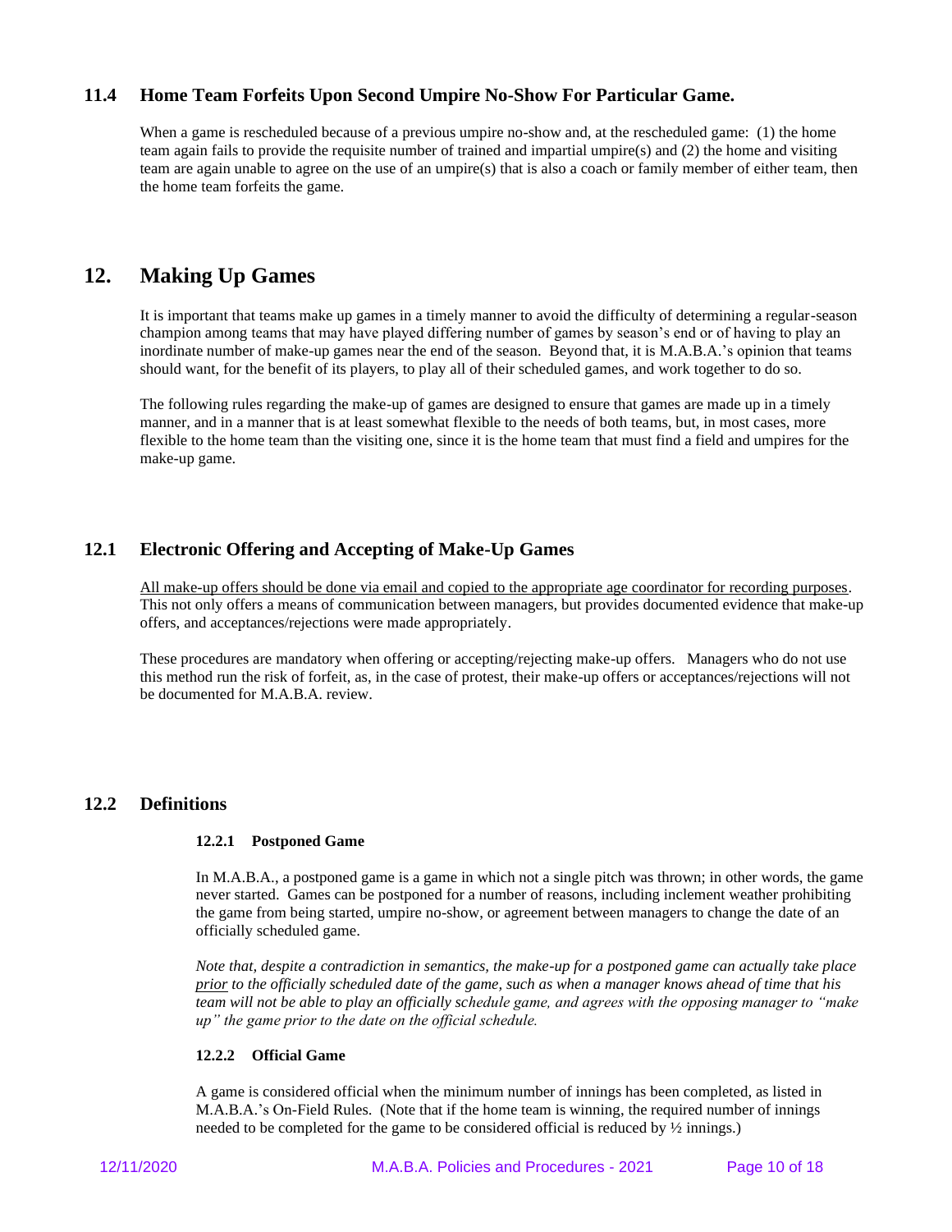### 11.4 Home Team Forfeits Upon Second Umpire No-Show For Particular Game.

When a game is rescheduled because of a previous umpire no-show and, at the rescheduled game: (1) the home team again fails to provide the requisite number of trained and impartial umpire(s) and (2) the home and visiting team are again unable to agree on the use of an umpire(s) that is also a coach or family member of either team, then the home team forfeits the game.

## 12. Making Up Games

It is important that teams make up games in a timely manner to avoid the difficulty of determining a regular-season champion among teams that may have played differing number of games by season's end or of having to play an inordinate number of make-up games near the end of the season. Beyond that, it is M.A.B.A.'s opinion that teams should want, for the benefit of its players, to play all of their scheduled games, and work together to do so.

The following rules regarding the make-up of games are designed to ensure that games are made up in a timely manner, and in a manner that is at least somewhat flexible to the needs of both teams, but, in most cases, more flexible to the home team than the visiting one, since it is the home team that must find a field and umpires for the make-up game.

### 12.1 Electronic Offering and Accepting of Make-Up Games

<u>All make-up offers should be done via email and copied to the appropriate age coordinator for recording purposes</u>. This not only offers a means of communication between managers, but provides documented evidence that make-up offers, and acceptances/rejections were made appropriately.

These procedures are mandatory when offering or accepting/rejecting make-up offers. Managers who do not use this method run the risk of forfeit, as, in the case of protest, their make-up offers or acceptances/rejections will not be documented for M.A.B.A. review.

### 12.2 Definitions

#### 12.2.1 Postponed Game

In M.A.B.A., a postponed game is a game in which not a single pitch was thrown; in other words, the game never started. Games can be postponed for a number of reasons, including inclement weather prohibiting the game from being started, umpire no-show, or agreement between managers to change the date of an officially scheduled game.

*Note that, despite a contradiction in semantics, the make-up for a postponed game can actually take place <u>prior</u> to the officially scheduled date of the game, such as when a manager knows ahead of time that his team will not be able to play an officially schedule game, and agrees with the opposing manager to "make up" the game prior to the date on the official schedule.*

#### 12.2.2 Official Game

A game is considered official when the minimum number of innings has been completed, as listed in M.A.B.A.'s On-Field Rules. (Note that if the home team is winning, the required number of innings needed to be completed for the game to be considered official is reduced by ½ innings.)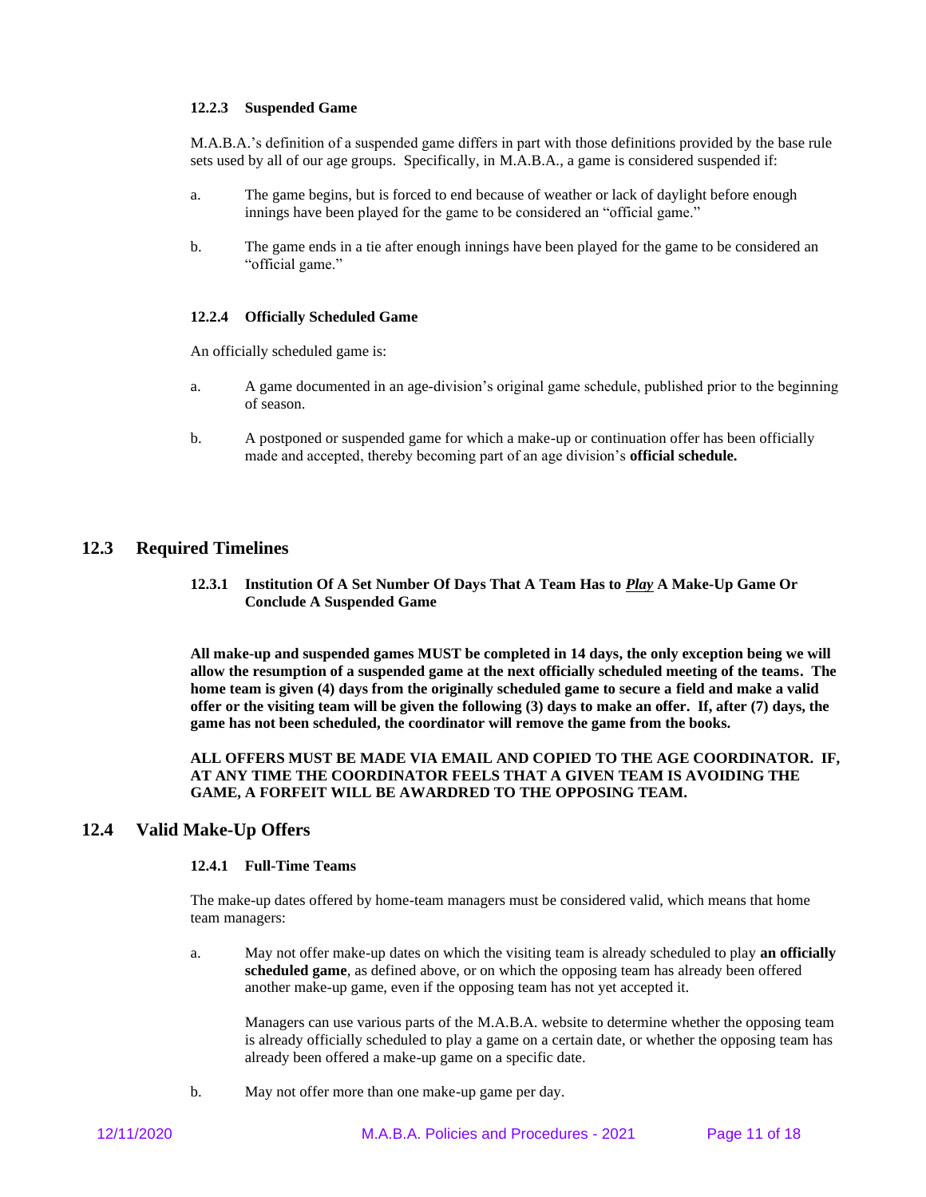#### 12.2.3 Suspended Game

M.A.B.A.'s definition of a suspended game differs in part with those definitions provided by the base rule sets used by all of our age groups. Specifically, in M.A.B.A., a game is considered suspended if:

a. The game begins, but is forced to end because of weather or lack of daylight before enough innings have been played for the game to be considered an "official game."

b. The game ends in a tie after enough innings have been played for the game to be considered an "official game."

#### 12.2.4 Officially Scheduled Game

An officially scheduled game is:

a. A game documented in an age-division's original game schedule, published prior to the beginning of season.

b. A postponed or suspended game for which a make-up or continuation offer has been officially made and accepted, thereby becoming part of an age division's **official schedule.**

## 12.3 Required Timelines

#### 12.3.1 Institution Of A Set Number Of Days That A Team Has to ***Play*** A Make-Up Game Or Conclude A Suspended Game

**All make-up and suspended games MUST be completed in 14 days, the only exception being we will allow the resumption of a suspended game at the next officially scheduled meeting of the teams. The home team is given (4) days from the originally scheduled game to secure a field and make a valid offer or the visiting team will be given the following (3) days to make an offer. If, after (7) days, the game has not been scheduled, the coordinator will remove the game from the books.**

**ALL OFFERS MUST BE MADE VIA EMAIL AND COPIED TO THE AGE COORDINATOR. IF, AT ANY TIME THE COORDINATOR FEELS THAT A GIVEN TEAM IS AVOIDING THE GAME, A FORFEIT WILL BE AWARDRED TO THE OPPOSING TEAM.**

## 12.4 Valid Make-Up Offers

#### 12.4.1 Full-Time Teams

The make-up dates offered by home-team managers must be considered valid, which means that home team managers:

a. May not offer make-up dates on which the visiting team is already scheduled to play **an officially scheduled game**, as defined above, or on which the opposing team has already been offered another make-up game, even if the opposing team has not yet accepted it.

   Managers can use various parts of the M.A.B.A. website to determine whether the opposing team is already officially scheduled to play a game on a certain date, or whether the opposing team has already been offered a make-up game on a specific date.

b. May not offer more than one make-up game per day.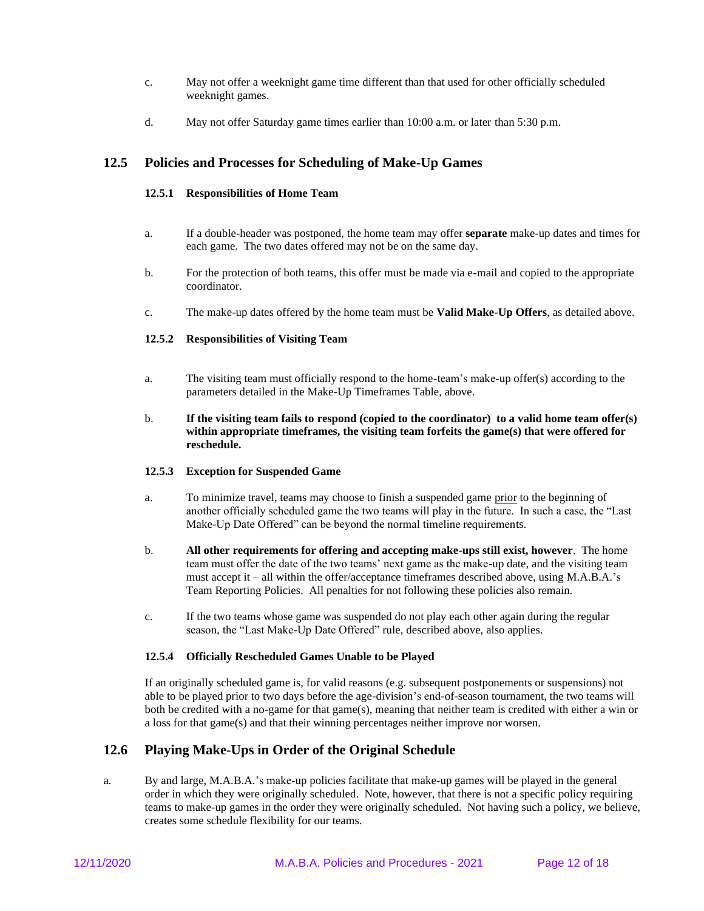c. May not offer a weeknight game time different than that used for other officially scheduled weeknight games.

d. May not offer Saturday game times earlier than 10:00 a.m. or later than 5:30 p.m.

## 12.5 Policies and Processes for Scheduling of Make-Up Games

### 12.5.1 Responsibilities of Home Team

a. If a double-header was postponed, the home team may offer **separate** make-up dates and times for each game. The two dates offered may not be on the same day.

b. For the protection of both teams, this offer must be made via e-mail and copied to the appropriate coordinator.

c. The make-up dates offered by the home team must be **Valid Make-Up Offers**, as detailed above.

### 12.5.2 Responsibilities of Visiting Team

a. The visiting team must officially respond to the home-team's make-up offer(s) according to the parameters detailed in the Make-Up Timeframes Table, above.

b. **If the visiting team fails to respond (copied to the coordinator) to a valid home team offer(s) within appropriate timeframes, the visiting team forfeits the game(s) that were offered for reschedule.**

### 12.5.3 Exception for Suspended Game

a. To minimize travel, teams may choose to finish a suspended game <u>prior</u> to the beginning of another officially scheduled game the two teams will play in the future. In such a case, the "Last Make-Up Date Offered" can be beyond the normal timeline requirements.

b. **All other requirements for offering and accepting make-ups still exist, however**. The home team must offer the date of the two teams' next game as the make-up date, and the visiting team must accept it – all within the offer/acceptance timeframes described above, using M.A.B.A.'s Team Reporting Policies. All penalties for not following these policies also remain.

c. If the two teams whose game was suspended do not play each other again during the regular season, the "Last Make-Up Date Offered" rule, described above, also applies.

### 12.5.4 Officially Rescheduled Games Unable to be Played

If an originally scheduled game is, for valid reasons (e.g. subsequent postponements or suspensions) not able to be played prior to two days before the age-division's end-of-season tournament, the two teams will both be credited with a no-game for that game(s), meaning that neither team is credited with either a win or a loss for that game(s) and that their winning percentages neither improve nor worsen.

## 12.6 Playing Make-Ups in Order of the Original Schedule

a. By and large, M.A.B.A.'s make-up policies facilitate that make-up games will be played in the general order in which they were originally scheduled. Note, however, that there is not a specific policy requiring teams to make-up games in the order they were originally scheduled. Not having such a policy, we believe, creates some schedule flexibility for our teams.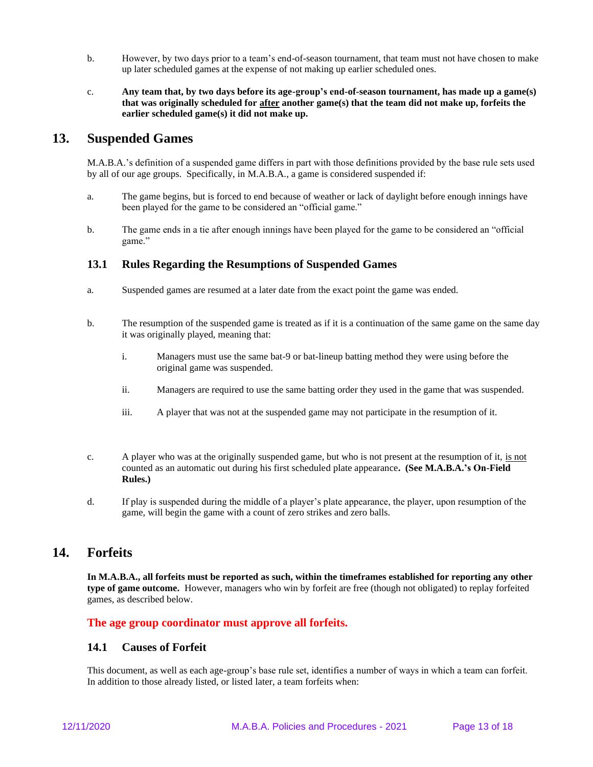b. However, by two days prior to a team's end-of-season tournament, that team must not have chosen to make up later scheduled games at the expense of not making up earlier scheduled ones.

c. **Any team that, by two days before its age-group's end-of-season tournament, has made up a game(s) that was originally scheduled for <u>after</u> another game(s) that the team did not make up, forfeits the earlier scheduled game(s) it did not make up.**

## 13. Suspended Games

M.A.B.A.'s definition of a suspended game differs in part with those definitions provided by the base rule sets used by all of our age groups. Specifically, in M.A.B.A., a game is considered suspended if:

a. The game begins, but is forced to end because of weather or lack of daylight before enough innings have been played for the game to be considered an "official game."

b. The game ends in a tie after enough innings have been played for the game to be considered an "official game."

### 13.1 Rules Regarding the Resumptions of Suspended Games

a. Suspended games are resumed at a later date from the exact point the game was ended.

b. The resumption of the suspended game is treated as if it is a continuation of the same game on the same day it was originally played, meaning that:

   i. Managers must use the same bat-9 or bat-lineup batting method they were using before the original game was suspended.

   ii. Managers are required to use the same batting order they used in the game that was suspended.

   iii. A player that was not at the suspended game may not participate in the resumption of it.

c. A player who was at the originally suspended game, but who is not present at the resumption of it, <u>is not</u> counted as an automatic out during his first scheduled plate appearance**. (See M.A.B.A.'s On-Field Rules.)**

d. If play is suspended during the middle of a player's plate appearance, the player, upon resumption of the game, will begin the game with a count of zero strikes and zero balls.

## 14. Forfeits

**In M.A.B.A., all forfeits must be reported as such, within the timeframes established for reporting any other type of game outcome.** However, managers who win by forfeit are free (though not obligated) to replay forfeited games, as described below.

**The age group coordinator must approve all forfeits.**

### 14.1 Causes of Forfeit

This document, as well as each age-group's base rule set, identifies a number of ways in which a team can forfeit. In addition to those already listed, or listed later, a team forfeits when: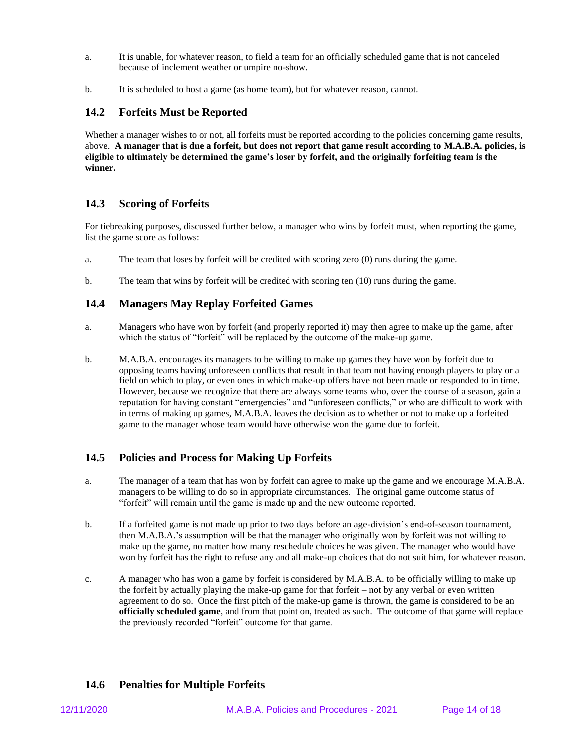a. It is unable, for whatever reason, to field a team for an officially scheduled game that is not canceled because of inclement weather or umpire no-show.

b. It is scheduled to host a game (as home team), but for whatever reason, cannot.

## 14.2 Forfeits Must be Reported

Whether a manager wishes to or not, all forfeits must be reported according to the policies concerning game results, above. **A manager that is due a forfeit, but does not report that game result according to M.A.B.A. policies, is eligible to ultimately be determined the game's loser by forfeit, and the originally forfeiting team is the winner.**

## 14.3 Scoring of Forfeits

For tiebreaking purposes, discussed further below, a manager who wins by forfeit must, when reporting the game, list the game score as follows:

a. The team that loses by forfeit will be credited with scoring zero (0) runs during the game.

b. The team that wins by forfeit will be credited with scoring ten (10) runs during the game.

## 14.4 Managers May Replay Forfeited Games

a. Managers who have won by forfeit (and properly reported it) may then agree to make up the game, after which the status of "forfeit" will be replaced by the outcome of the make-up game.

b. M.A.B.A. encourages its managers to be willing to make up games they have won by forfeit due to opposing teams having unforeseen conflicts that result in that team not having enough players to play or a field on which to play, or even ones in which make-up offers have not been made or responded to in time. However, because we recognize that there are always some teams who, over the course of a season, gain a reputation for having constant "emergencies" and "unforeseen conflicts," or who are difficult to work with in terms of making up games, M.A.B.A. leaves the decision as to whether or not to make up a forfeited game to the manager whose team would have otherwise won the game due to forfeit.

## 14.5 Policies and Process for Making Up Forfeits

a. The manager of a team that has won by forfeit can agree to make up the game and we encourage M.A.B.A. managers to be willing to do so in appropriate circumstances. The original game outcome status of "forfeit" will remain until the game is made up and the new outcome reported.

b. If a forfeited game is not made up prior to two days before an age-division's end-of-season tournament, then M.A.B.A.'s assumption will be that the manager who originally won by forfeit was not willing to make up the game, no matter how many reschedule choices he was given. The manager who would have won by forfeit has the right to refuse any and all make-up choices that do not suit him, for whatever reason.

c. A manager who has won a game by forfeit is considered by M.A.B.A. to be officially willing to make up the forfeit by actually playing the make-up game for that forfeit – not by any verbal or even written agreement to do so. Once the first pitch of the make-up game is thrown, the game is considered to be an **officially scheduled game**, and from that point on, treated as such. The outcome of that game will replace the previously recorded "forfeit" outcome for that game.

## 14.6 Penalties for Multiple Forfeits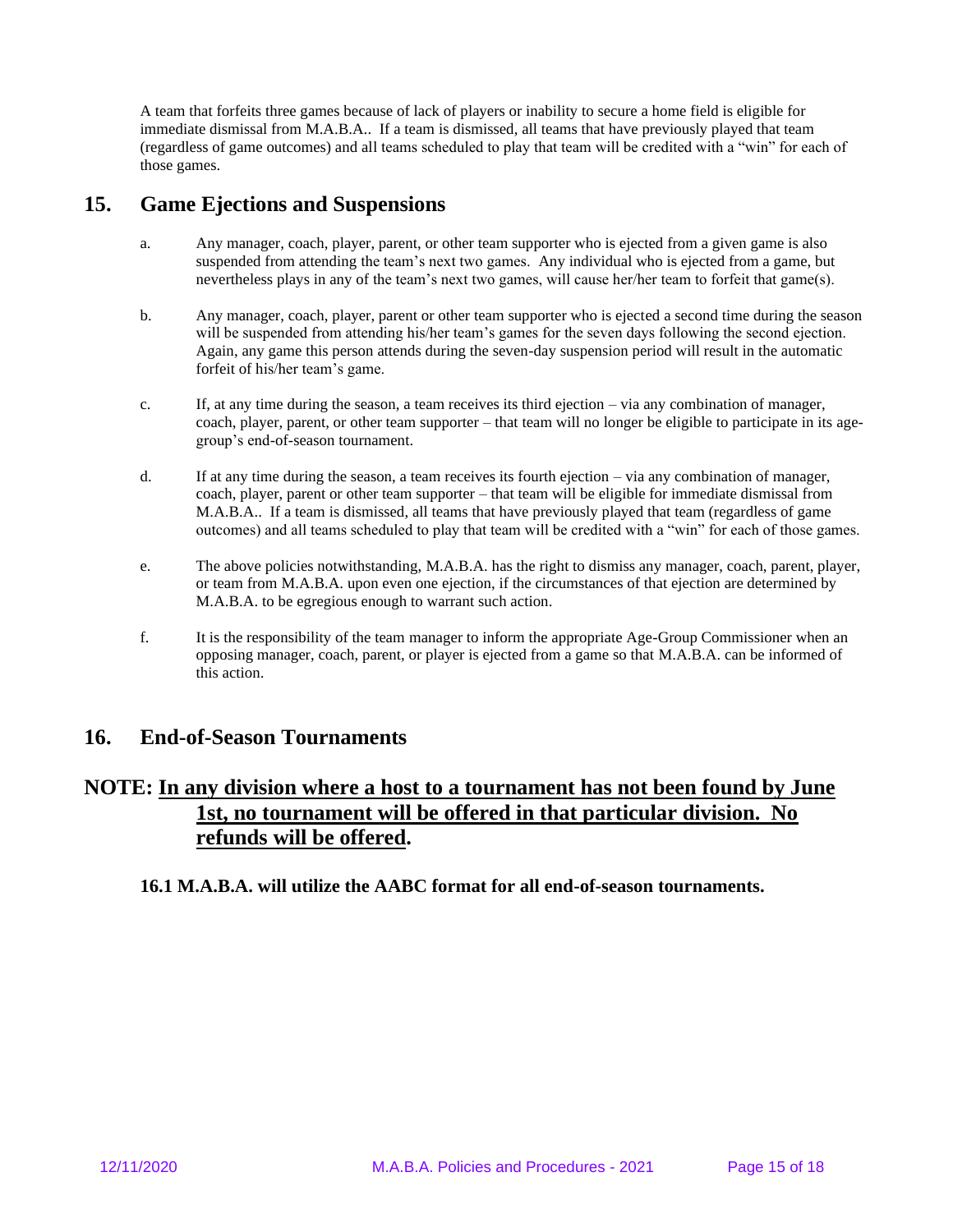A team that forfeits three games because of lack of players or inability to secure a home field is eligible for immediate dismissal from M.A.B.A.. If a team is dismissed, all teams that have previously played that team (regardless of game outcomes) and all teams scheduled to play that team will be credited with a "win" for each of those games.

## 15. Game Ejections and Suspensions

a. Any manager, coach, player, parent, or other team supporter who is ejected from a given game is also suspended from attending the team's next two games. Any individual who is ejected from a game, but nevertheless plays in any of the team's next two games, will cause her/her team to forfeit that game(s).

b. Any manager, coach, player, parent or other team supporter who is ejected a second time during the season will be suspended from attending his/her team's games for the seven days following the second ejection. Again, any game this person attends during the seven-day suspension period will result in the automatic forfeit of his/her team's game.

c. If, at any time during the season, a team receives its third ejection – via any combination of manager, coach, player, parent, or other team supporter – that team will no longer be eligible to participate in its age-group's end-of-season tournament.

d. If at any time during the season, a team receives its fourth ejection – via any combination of manager, coach, player, parent or other team supporter – that team will be eligible for immediate dismissal from M.A.B.A.. If a team is dismissed, all teams that have previously played that team (regardless of game outcomes) and all teams scheduled to play that team will be credited with a "win" for each of those games.

e. The above policies notwithstanding, M.A.B.A. has the right to dismiss any manager, coach, parent, player, or team from M.A.B.A. upon even one ejection, if the circumstances of that ejection are determined by M.A.B.A. to be egregious enough to warrant such action.

f. It is the responsibility of the team manager to inform the appropriate Age-Group Commissioner when an opposing manager, coach, parent, or player is ejected from a game so that M.A.B.A. can be informed of this action.

## 16. End-of-Season Tournaments

## NOTE: <u>In any division where a host to a tournament has not been found by June 1st, no tournament will be offered in that particular division. No refunds will be offered</u>.

**16.1 M.A.B.A. will utilize the AABC format for all end-of-season tournaments.**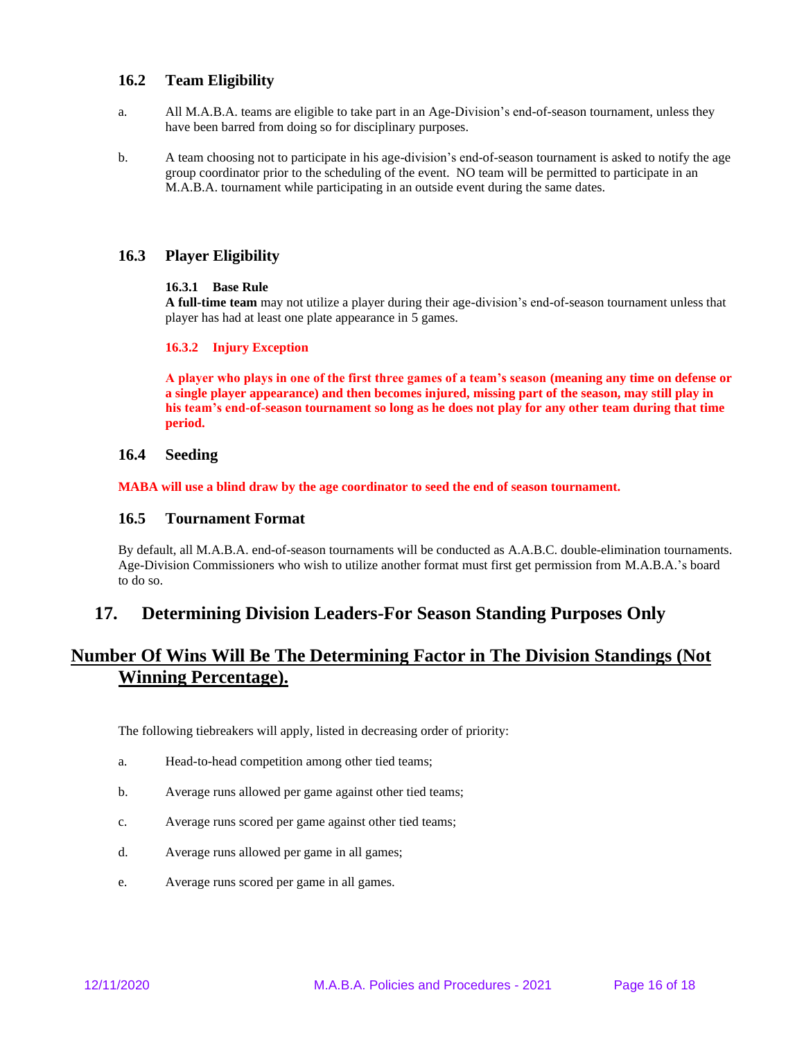### 16.2 Team Eligibility

a. All M.A.B.A. teams are eligible to take part in an Age-Division's end-of-season tournament, unless they have been barred from doing so for disciplinary purposes.

b. A team choosing not to participate in his age-division's end-of-season tournament is asked to notify the age group coordinator prior to the scheduling of the event. NO team will be permitted to participate in an M.A.B.A. tournament while participating in an outside event during the same dates.

### 16.3 Player Eligibility

#### 16.3.1 Base Rule

**A full-time team** may not utilize a player during their age-division's end-of-season tournament unless that player has had at least one plate appearance in 5 games.

#### 16.3.2 Injury Exception

**A player who plays in one of the first three games of a team's season (meaning any time on defense or a single player appearance) and then becomes injured, missing part of the season, may still play in his team's end-of-season tournament so long as he does not play for any other team during that time period.**

### 16.4 Seeding

**MABA will use a blind draw by the age coordinator to seed the end of season tournament.**

### 16.5 Tournament Format

By default, all M.A.B.A. end-of-season tournaments will be conducted as A.A.B.C. double-elimination tournaments. Age-Division Commissioners who wish to utilize another format must first get permission from M.A.B.A.'s board to do so.

## 17. Determining Division Leaders-For Season Standing Purposes Only

## Number Of Wins Will Be The Determining Factor in The Division Standings (Not Winning Percentage).

The following tiebreakers will apply, listed in decreasing order of priority:

a. Head-to-head competition among other tied teams;

b. Average runs allowed per game against other tied teams;

c. Average runs scored per game against other tied teams;

d. Average runs allowed per game in all games;

e. Average runs scored per game in all games.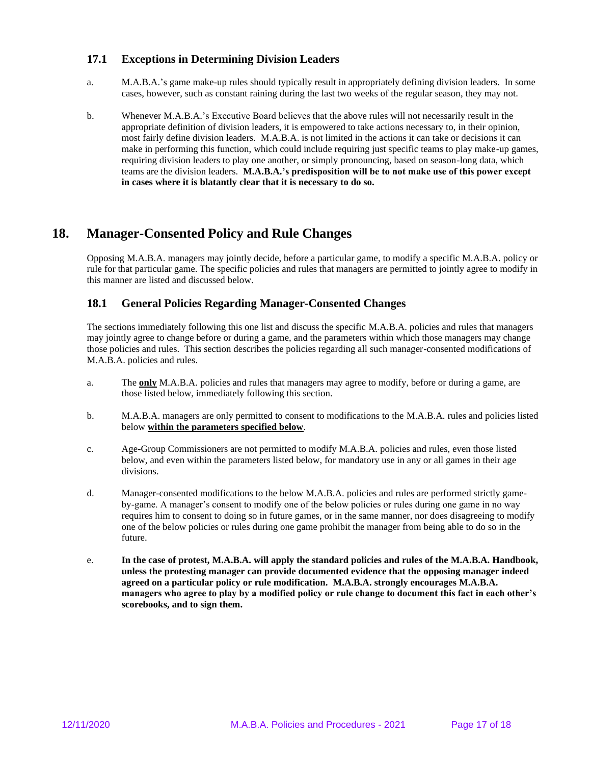### 17.1 Exceptions in Determining Division Leaders

a. M.A.B.A.'s game make-up rules should typically result in appropriately defining division leaders. In some cases, however, such as constant raining during the last two weeks of the regular season, they may not.

b. Whenever M.A.B.A.'s Executive Board believes that the above rules will not necessarily result in the appropriate definition of division leaders, it is empowered to take actions necessary to, in their opinion, most fairly define division leaders. M.A.B.A. is not limited in the actions it can take or decisions it can make in performing this function, which could include requiring just specific teams to play make-up games, requiring division leaders to play one another, or simply pronouncing, based on season-long data, which teams are the division leaders. **M.A.B.A.'s predisposition will be to not make use of this power except in cases where it is blatantly clear that it is necessary to do so.**

## 18. Manager-Consented Policy and Rule Changes

Opposing M.A.B.A. managers may jointly decide, before a particular game, to modify a specific M.A.B.A. policy or rule for that particular game. The specific policies and rules that managers are permitted to jointly agree to modify in this manner are listed and discussed below.

### 18.1 General Policies Regarding Manager-Consented Changes

The sections immediately following this one list and discuss the specific M.A.B.A. policies and rules that managers may jointly agree to change before or during a game, and the parameters within which those managers may change those policies and rules. This section describes the policies regarding all such manager-consented modifications of M.A.B.A. policies and rules.

a. The **<u>only</u>** M.A.B.A. policies and rules that managers may agree to modify, before or during a game, are those listed below, immediately following this section.

b. M.A.B.A. managers are only permitted to consent to modifications to the M.A.B.A. rules and policies listed below **<u>within the parameters specified below</u>**.

c. Age-Group Commissioners are not permitted to modify M.A.B.A. policies and rules, even those listed below, and even within the parameters listed below, for mandatory use in any or all games in their age divisions.

d. Manager-consented modifications to the below M.A.B.A. policies and rules are performed strictly game-by-game. A manager's consent to modify one of the below policies or rules during one game in no way requires him to consent to doing so in future games, or in the same manner, nor does disagreeing to modify one of the below policies or rules during one game prohibit the manager from being able to do so in the future.

e. **In the case of protest, M.A.B.A. will apply the standard policies and rules of the M.A.B.A. Handbook, unless the protesting manager can provide documented evidence that the opposing manager indeed agreed on a particular policy or rule modification. M.A.B.A. strongly encourages M.A.B.A. managers who agree to play by a modified policy or rule change to document this fact in each other's scorebooks, and to sign them.**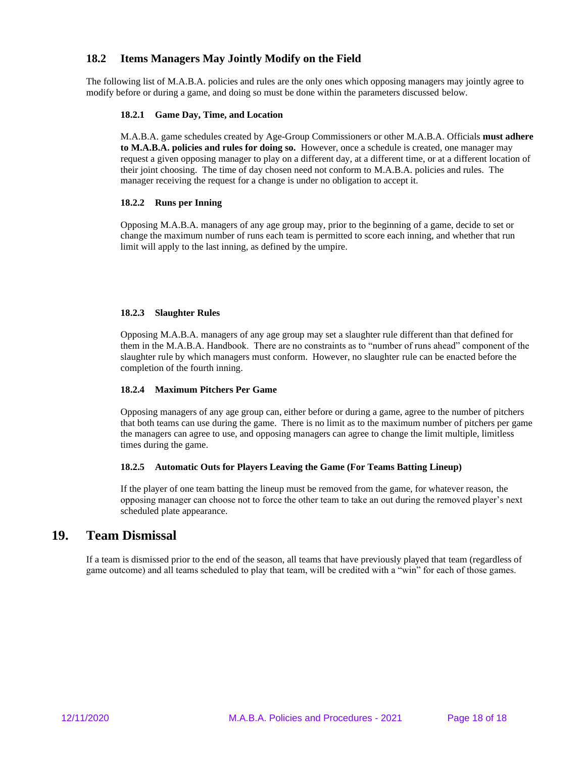### 18.2 Items Managers May Jointly Modify on the Field

The following list of M.A.B.A. policies and rules are the only ones which opposing managers may jointly agree to modify before or during a game, and doing so must be done within the parameters discussed below.

#### 18.2.1 Game Day, Time, and Location

M.A.B.A. game schedules created by Age-Group Commissioners or other M.A.B.A. Officials **must adhere to M.A.B.A. policies and rules for doing so.** However, once a schedule is created, one manager may request a given opposing manager to play on a different day, at a different time, or at a different location of their joint choosing. The time of day chosen need not conform to M.A.B.A. policies and rules. The manager receiving the request for a change is under no obligation to accept it.

#### 18.2.2 Runs per Inning

Opposing M.A.B.A. managers of any age group may, prior to the beginning of a game, decide to set or change the maximum number of runs each team is permitted to score each inning, and whether that run limit will apply to the last inning, as defined by the umpire.

#### 18.2.3 Slaughter Rules

Opposing M.A.B.A. managers of any age group may set a slaughter rule different than that defined for them in the M.A.B.A. Handbook. There are no constraints as to "number of runs ahead" component of the slaughter rule by which managers must conform. However, no slaughter rule can be enacted before the completion of the fourth inning.

#### 18.2.4 Maximum Pitchers Per Game

Opposing managers of any age group can, either before or during a game, agree to the number of pitchers that both teams can use during the game. There is no limit as to the maximum number of pitchers per game the managers can agree to use, and opposing managers can agree to change the limit multiple, limitless times during the game.

#### 18.2.5 Automatic Outs for Players Leaving the Game (For Teams Batting Lineup)

If the player of one team batting the lineup must be removed from the game, for whatever reason, the opposing manager can choose not to force the other team to take an out during the removed player's next scheduled plate appearance.

## 19. Team Dismissal

If a team is dismissed prior to the end of the season, all teams that have previously played that team (regardless of game outcome) and all teams scheduled to play that team, will be credited with a "win" for each of those games.